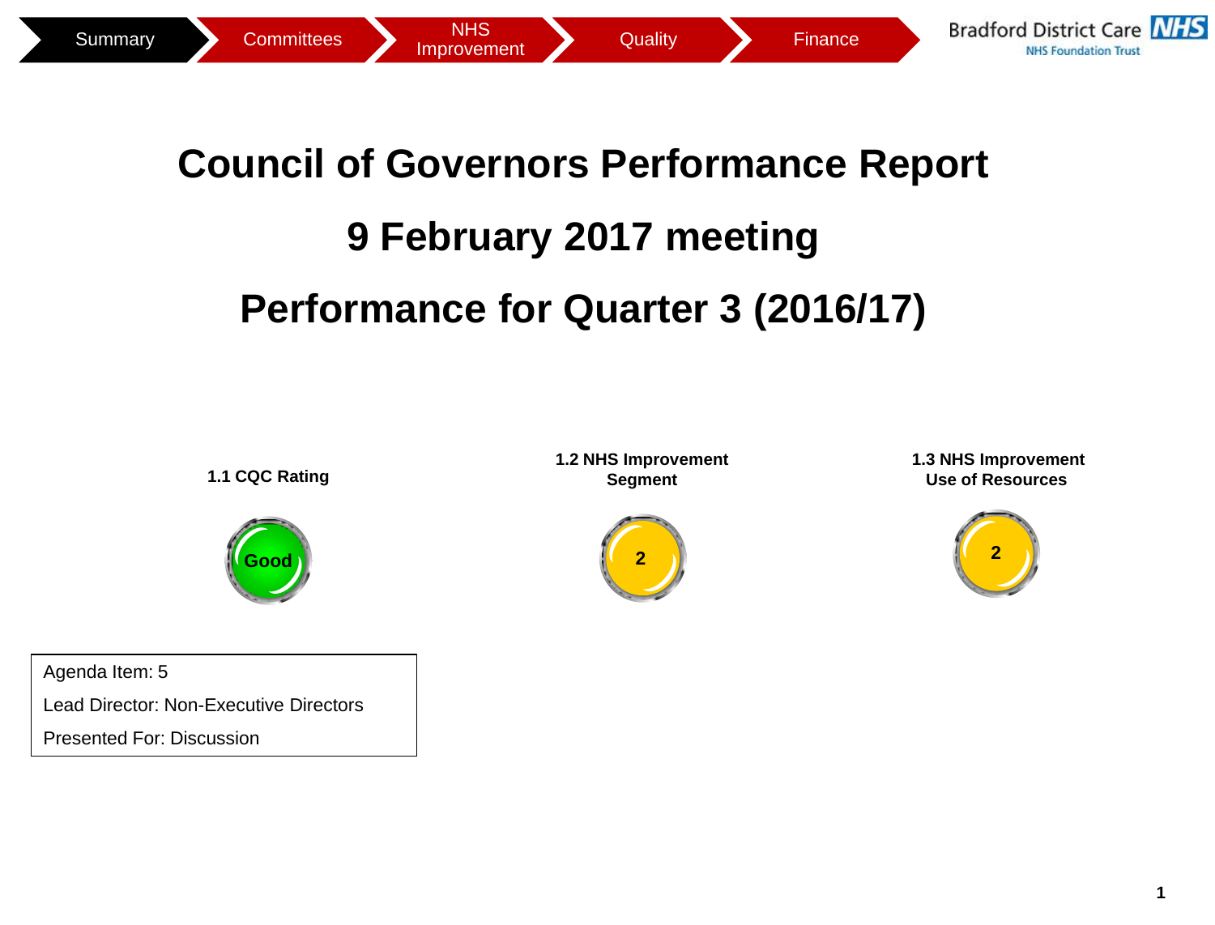Summary | Committees | NHS Improvement | Quality | Finance

Bradford District Care NHS Foundation Trust

# Council of Governors Performance Report

# 9 February 2017 meeting

# Performance for Quarter 3 (2016/17)

| 1.1 CQC Rating | 1.2 NHS Improvement Segment | 1.3 NHS Improvement Use of Resources |
| --- | --- | --- |
| Good | 2 | 2 |

Agenda Item: 5

Lead Director: Non-Executive Directors

Presented For: Discussion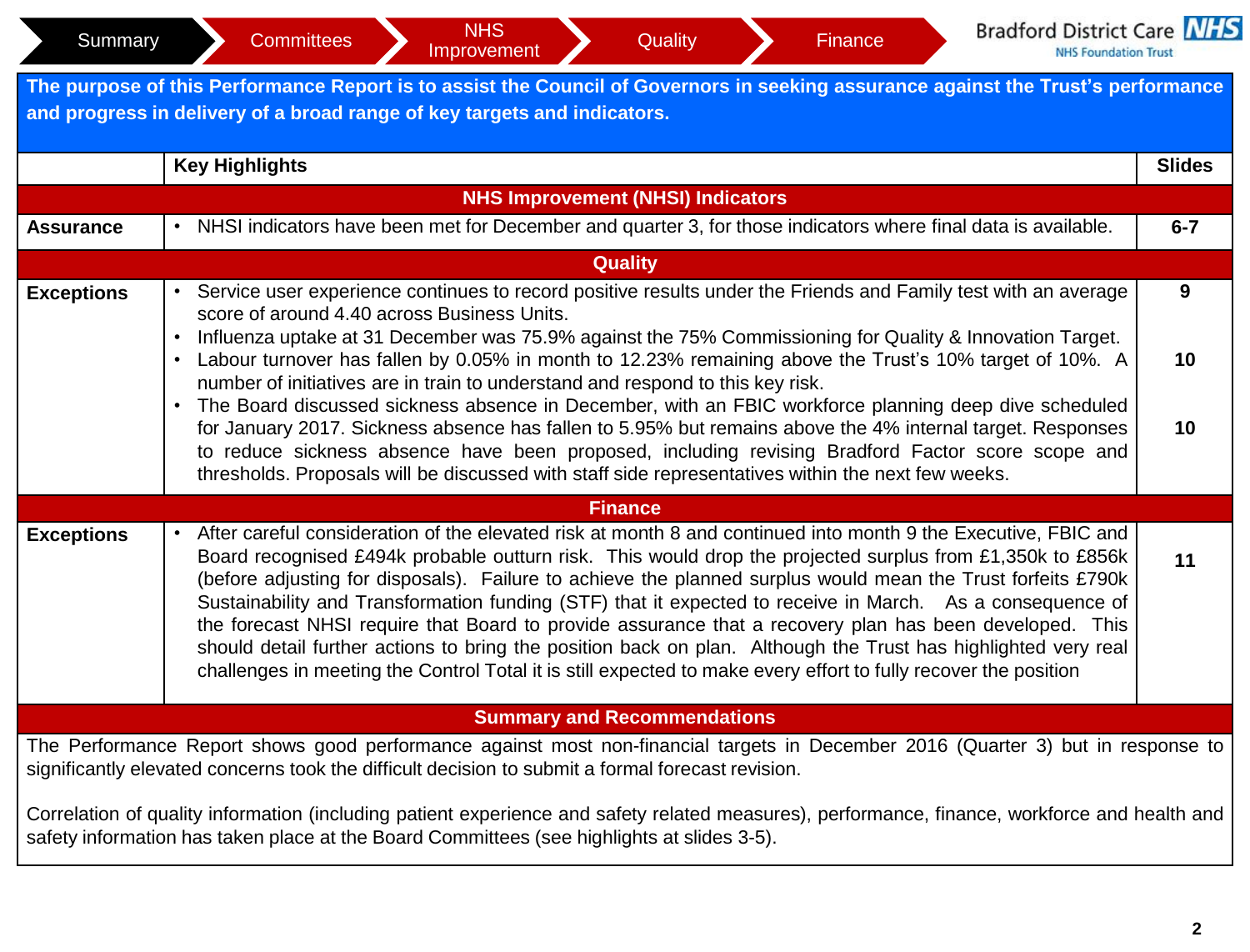Summary | Committees | NHS Improvement | Quality | Finance

Bradford District Care NHS Foundation Trust

**The purpose of this Performance Report is to assist the Council of Governors in seeking assurance against the Trust's performance and progress in delivery of a broad range of key targets and indicators.**

| | Key Highlights | Slides |
|---|---|---|
| | **NHS Improvement (NHSI) Indicators** | |
| **Assurance** | • NHSI indicators have been met for December and quarter 3, for those indicators where final data is available. | **6-7** |
| | **Quality** | |
| **Exceptions** | • Service user experience continues to record positive results under the Friends and Family test with an average score of around 4.40 across Business Units.<br>• Influenza uptake at 31 December was 75.9% against the 75% Commissioning for Quality & Innovation Target.<br>• Labour turnover has fallen by 0.05% in month to 12.23% remaining above the Trust's 10% target of 10%. A number of initiatives are in train to understand and respond to this key risk.<br>• The Board discussed sickness absence in December, with an FBIC workforce planning deep dive scheduled for January 2017. Sickness absence has fallen to 5.95% but remains above the 4% internal target. Responses to reduce sickness absence have been proposed, including revising Bradford Factor score scope and thresholds. Proposals will be discussed with staff side representatives within the next few weeks. | **9**<br><br>**10**<br><br>**10** |
| | **Finance** | |
| **Exceptions** | • After careful consideration of the elevated risk at month 8 and continued into month 9 the Executive, FBIC and Board recognised £494k probable outturn risk. This would drop the projected surplus from £1,350k to £856k (before adjusting for disposals). Failure to achieve the planned surplus would mean the Trust forfeits £790k Sustainability and Transformation funding (STF) that it expected to receive in March. As a consequence of the forecast NHSI require that Board to provide assurance that a recovery plan has been developed. This should detail further actions to bring the position back on plan. Although the Trust has highlighted very real challenges in meeting the Control Total it is still expected to make every effort to fully recover the position | **11** |

**Summary and Recommendations**

The Performance Report shows good performance against most non-financial targets in December 2016 (Quarter 3) but in response to significantly elevated concerns took the difficult decision to submit a formal forecast revision.

Correlation of quality information (including patient experience and safety related measures), performance, finance, workforce and health and safety information has taken place at the Board Committees (see highlights at slides 3-5).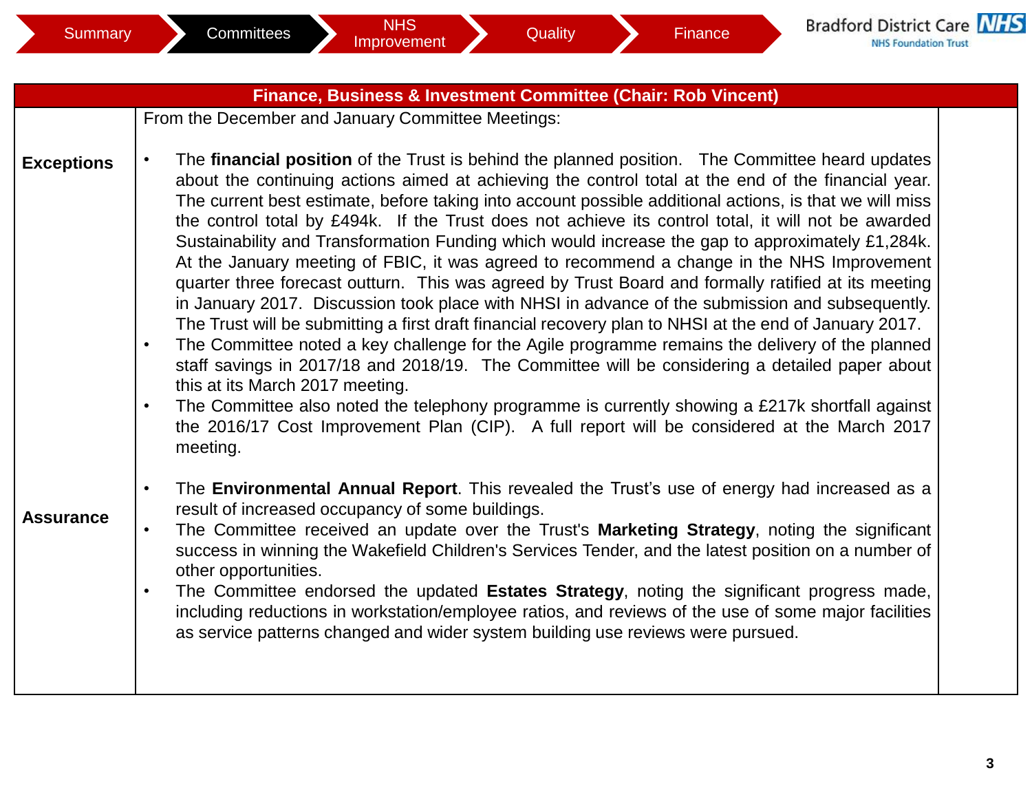Summary | Committees | NHS Improvement | Quality | Finance

## Finance, Business & Investment Committee (Chair: Rob Vincent)

From the December and January Committee Meetings:

**Exceptions**

- The **financial position** of the Trust is behind the planned position. The Committee heard updates about the continuing actions aimed at achieving the control total at the end of the financial year. The current best estimate, before taking into account possible additional actions, is that we will miss the control total by £494k. If the Trust does not achieve its control total, it will not be awarded Sustainability and Transformation Funding which would increase the gap to approximately £1,284k. At the January meeting of FBIC, it was agreed to recommend a change in the NHS Improvement quarter three forecast outturn. This was agreed by Trust Board and formally ratified at its meeting in January 2017. Discussion took place with NHSI in advance of the submission and subsequently. The Trust will be submitting a first draft financial recovery plan to NHSI at the end of January 2017.
- The Committee noted a key challenge for the Agile programme remains the delivery of the planned staff savings in 2017/18 and 2018/19. The Committee will be considering a detailed paper about this at its March 2017 meeting.
- The Committee also noted the telephony programme is currently showing a £217k shortfall against the 2016/17 Cost Improvement Plan (CIP). A full report will be considered at the March 2017 meeting.

**Assurance**

- The **Environmental Annual Report**. This revealed the Trust's use of energy had increased as a result of increased occupancy of some buildings.
- The Committee received an update over the Trust's **Marketing Strategy**, noting the significant success in winning the Wakefield Children's Services Tender, and the latest position on a number of other opportunities.
- The Committee endorsed the updated **Estates Strategy**, noting the significant progress made, including reductions in workstation/employee ratios, and reviews of the use of some major facilities as service patterns changed and wider system building use reviews were pursued.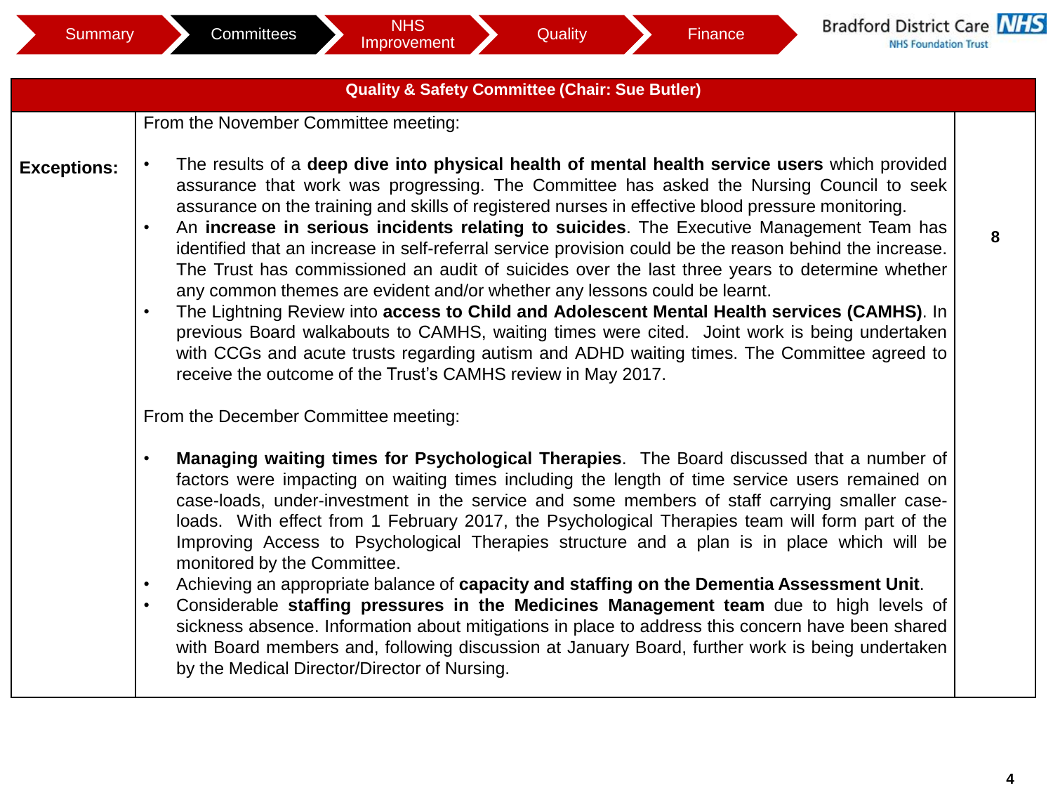Summary | Committees | NHS Improvement | Quality | Finance

Bradford District Care NHS Foundation Trust

| Quality & Safety Committee (Chair: Sue Butler) | | |
|---|---|---|
| **Exceptions:** | From the November Committee meeting:<br><br>• The results of a **deep dive into physical health of mental health service users** which provided assurance that work was progressing. The Committee has asked the Nursing Council to seek assurance on the training and skills of registered nurses in effective blood pressure monitoring.<br>• An **increase in serious incidents relating to suicides**. The Executive Management Team has identified that an increase in self-referral service provision could be the reason behind the increase. The Trust has commissioned an audit of suicides over the last three years to determine whether any common themes are evident and/or whether any lessons could be learnt.<br>• The Lightning Review into **access to Child and Adolescent Mental Health services (CAMHS)**. In previous Board walkabouts to CAMHS, waiting times were cited. Joint work is being undertaken with CCGs and acute trusts regarding autism and ADHD waiting times. The Committee agreed to receive the outcome of the Trust's CAMHS review in May 2017.<br><br>From the December Committee meeting:<br><br>• **Managing waiting times for Psychological Therapies**. The Board discussed that a number of factors were impacting on waiting times including the length of time service users remained on case-loads, under-investment in the service and some members of staff carrying smaller case-loads. With effect from 1 February 2017, the Psychological Therapies team will form part of the Improving Access to Psychological Therapies structure and a plan is in place which will be monitored by the Committee.<br>• Achieving an appropriate balance of **capacity and staffing on the Dementia Assessment Unit**.<br>• Considerable **staffing pressures in the Medicines Management team** due to high levels of sickness absence. Information about mitigations in place to address this concern have been shared with Board members and, following discussion at January Board, further work is being undertaken by the Medical Director/Director of Nursing. | **8** |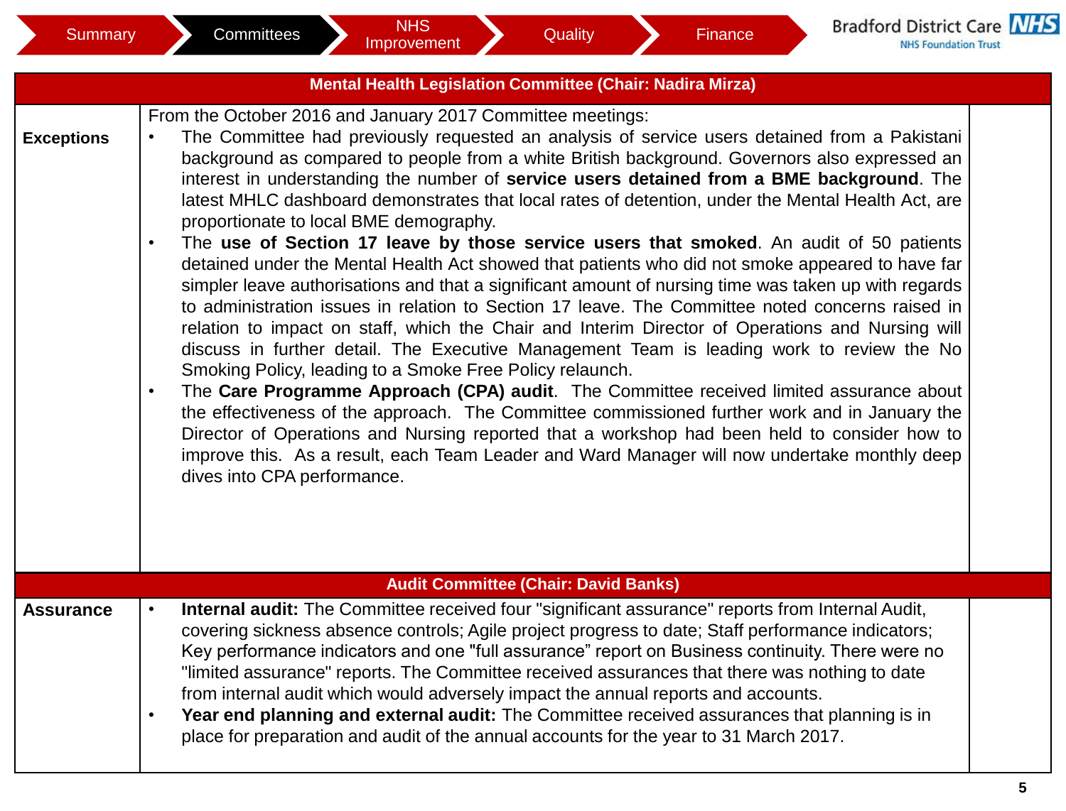Summary | Committees | NHS Improvement | Quality | Finance

Bradford District Care NHS Foundation Trust

| Mental Health Legislation Committee (Chair: Nadira Mirza) | | |
|---|---|---|
| **Exceptions** | From the October 2016 and January 2017 Committee meetings:<br>• The Committee had previously requested an analysis of service users detained from a Pakistani background as compared to people from a white British background. Governors also expressed an interest in understanding the number of **service users detained from a BME background**. The latest MHLC dashboard demonstrates that local rates of detention, under the Mental Health Act, are proportionate to local BME demography.<br>• The **use of Section 17 leave by those service users that smoked**. An audit of 50 patients detained under the Mental Health Act showed that patients who did not smoke appeared to have far simpler leave authorisations and that a significant amount of nursing time was taken up with regards to administration issues in relation to Section 17 leave. The Committee noted concerns raised in relation to impact on staff, which the Chair and Interim Director of Operations and Nursing will discuss in further detail. The Executive Management Team is leading work to review the No Smoking Policy, leading to a Smoke Free Policy relaunch.<br>• The **Care Programme Approach (CPA) audit**. The Committee received limited assurance about the effectiveness of the approach. The Committee commissioned further work and in January the Director of Operations and Nursing reported that a workshop had been held to consider how to improve this. As a result, each Team Leader and Ward Manager will now undertake monthly deep dives into CPA performance. | |

| Audit Committee (Chair: David Banks) | | |
|---|---|---|
| **Assurance** | • **Internal audit:** The Committee received four "significant assurance" reports from Internal Audit, covering sickness absence controls; Agile project progress to date; Staff performance indicators; Key performance indicators and one "full assurance" report on Business continuity. There were no "limited assurance" reports. The Committee received assurances that there was nothing to date from internal audit which would adversely impact the annual reports and accounts.<br>• **Year end planning and external audit:** The Committee received assurances that planning is in place for preparation and audit of the annual accounts for the year to 31 March 2017. | |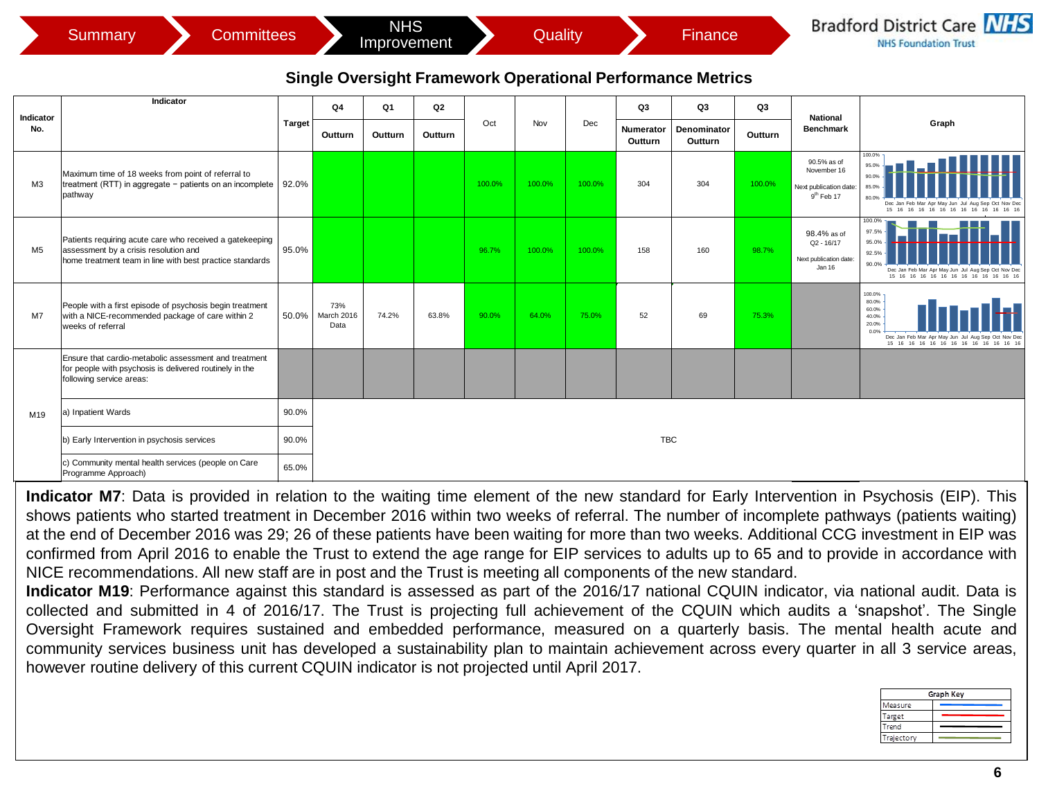Summary | Committees | NHS Improvement | Quality | Finance

Bradford District Care NHS Foundation Trust

## Single Oversight Framework Operational Performance Metrics

| Indicator No. | Indicator | Target | Q4 Outturn | Q1 Outturn | Q2 Outturn | Oct | Nov | Dec | Q3 Numerator Outturn | Q3 Denominator Outturn | Q3 Outturn | National Benchmark | Graph |
|---|---|---|---|---|---|---|---|---|---|---|---|---|---|
| M3 | Maximum time of 18 weeks from point of referral to treatment (RTT) in aggregate – patients on an incomplete pathway | 92.0% | | | | 100.0% | 100.0% | 100.0% | 304 | 304 | 100.0% | 90.5% as of November 16<br>Next publication date: 9th Feb 17 | |
| M5 | Patients requiring acute care who received a gatekeeping assessment by a crisis resolution and home treatment team in line with best practice standards | 95.0% | | | | 96.7% | 100.0% | 100.0% | 158 | 160 | 98.7% | 98.4% as of Q2 - 16/17<br>Next publication date: Jan 16 | |
| M7 | People with a first episode of psychosis begin treatment with a NICE-recommended package of care within 2 weeks of referral | 50.0% | 73% March 2016 Data | 74.2% | 63.8% | 90.0% | 64.0% | 75.0% | 52 | 69 | 75.3% | | |
| M19 | Ensure that cardio-metabolic assessment and treatment for people with psychosis is delivered routinely in the following service areas: | | | | | | | | | | | | |
| | a) Inpatient Wards | 90.0% | TBC | | | | | | | | | | |
| | b) Early Intervention in psychosis services | 90.0% | TBC | | | | | | | | | | |
| | c) Community mental health services (people on Care Programme Approach) | 65.0% | TBC | | | | | | | | | | |

**Indicator M7**: Data is provided in relation to the waiting time element of the new standard for Early Intervention in Psychosis (EIP). This shows patients who started treatment in December 2016 within two weeks of referral. The number of incomplete pathways (patients waiting) at the end of December 2016 was 29; 26 of these patients have been waiting for more than two weeks. Additional CCG investment in EIP was confirmed from April 2016 to enable the Trust to extend the age range for EIP services to adults up to 65 and to provide in accordance with NICE recommendations. All new staff are in post and the Trust is meeting all components of the new standard.

**Indicator M19**: Performance against this standard is assessed as part of the 2016/17 national CQUIN indicator, via national audit. Data is collected and submitted in 4 of 2016/17. The Trust is projecting full achievement of the CQUIN which audits a 'snapshot'. The Single Oversight Framework requires sustained and embedded performance, measured on a quarterly basis. The mental health acute and community services business unit has developed a sustainability plan to maintain achievement across every quarter in all 3 service areas, however routine delivery of this current CQUIN indicator is not projected until April 2017.

| Graph Key | |
|---|---|
| Measure | |
| Target | |
| Trend | |
| Trajectory | |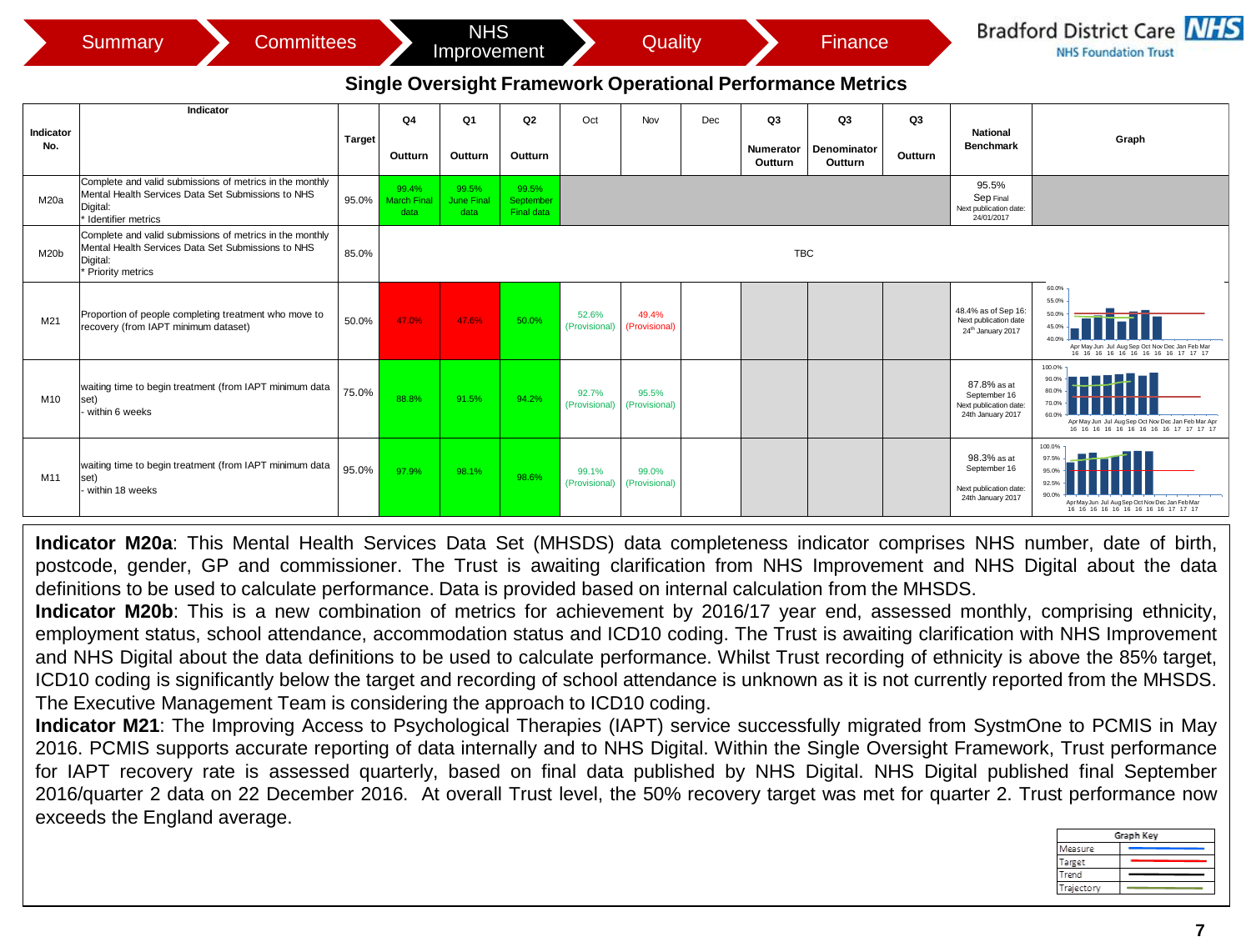Summary | Committees | NHS Improvement | Quality | Finance

Bradford District Care NHS Foundation Trust

## Single Oversight Framework Operational Performance Metrics

| Indicator No. | Indicator | Target | Q4 Outturn | Q1 Outturn | Q2 Outturn | Oct | Nov | Dec | Q3 Numerator Outturn | Q3 Denominator Outturn | Q3 Outturn | National Benchmark | Graph |
|---|---|---|---|---|---|---|---|---|---|---|---|---|---|
| M20a | Complete and valid submissions of metrics in the monthly Mental Health Services Data Set Submissions to NHS Digital: * Identifier metrics | 95.0% | 99.4% March Final data | 99.5% June Final data | 99.5% September Final data | | | | | | | 95.5% Sep Final Next publication date: 24/01/2017 | |
| M20b | Complete and valid submissions of metrics in the monthly Mental Health Services Data Set Submissions to NHS Digital: * Priority metrics | 85.0% | TBC | | | | | | | | | | |
| M21 | Proportion of people completing treatment who move to recovery (from IAPT minimum dataset) | 50.0% | 47.0% | 47.6% | 50.0% | 52.6% (Provisional) | 49.4% (Provisional) | | | | | 48.4% as of Sep 16: Next publication date 24th January 2017 | |
| M10 | waiting time to begin treatment (from IAPT minimum data set) - within 6 weeks | 75.0% | 88.8% | 91.5% | 94.2% | 92.7% (Provisional) | 95.5% (Provisional) | | | | | 87.8% as at September 16 Next publication date: 24th January 2017 | |
| M11 | waiting time to begin treatment (from IAPT minimum data set) - within 18 weeks | 95.0% | 97.9% | 98.1% | 98.6% | 99.1% (Provisional) | 99.0% (Provisional) | | | | | 98.3% as at September 16 Next publication date: 24th January 2017 | |

**Indicator M20a**: This Mental Health Services Data Set (MHSDS) data completeness indicator comprises NHS number, date of birth, postcode, gender, GP and commissioner. The Trust is awaiting clarification from NHS Improvement and NHS Digital about the data definitions to be used to calculate performance. Data is provided based on internal calculation from the MHSDS.

**Indicator M20b**: This is a new combination of metrics for achievement by 2016/17 year end, assessed monthly, comprising ethnicity, employment status, school attendance, accommodation status and ICD10 coding. The Trust is awaiting clarification with NHS Improvement and NHS Digital about the data definitions to be used to calculate performance. Whilst Trust recording of ethnicity is above the 85% target, ICD10 coding is significantly below the target and recording of school attendance is unknown as it is not currently reported from the MHSDS. The Executive Management Team is considering the approach to ICD10 coding.

**Indicator M21**: The Improving Access to Psychological Therapies (IAPT) service successfully migrated from SystmOne to PCMIS in May 2016. PCMIS supports accurate reporting of data internally and to NHS Digital. Within the Single Oversight Framework, Trust performance for IAPT recovery rate is assessed quarterly, based on final data published by NHS Digital. NHS Digital published final September 2016/quarter 2 data on 22 December 2016. At overall Trust level, the 50% recovery target was met for quarter 2. Trust performance now exceeds the England average.

| Graph Key | |
|---|---|
| Measure | (blue line) |
| Target | (red line) |
| Trend | (black line) |
| Trajectory | (green line) |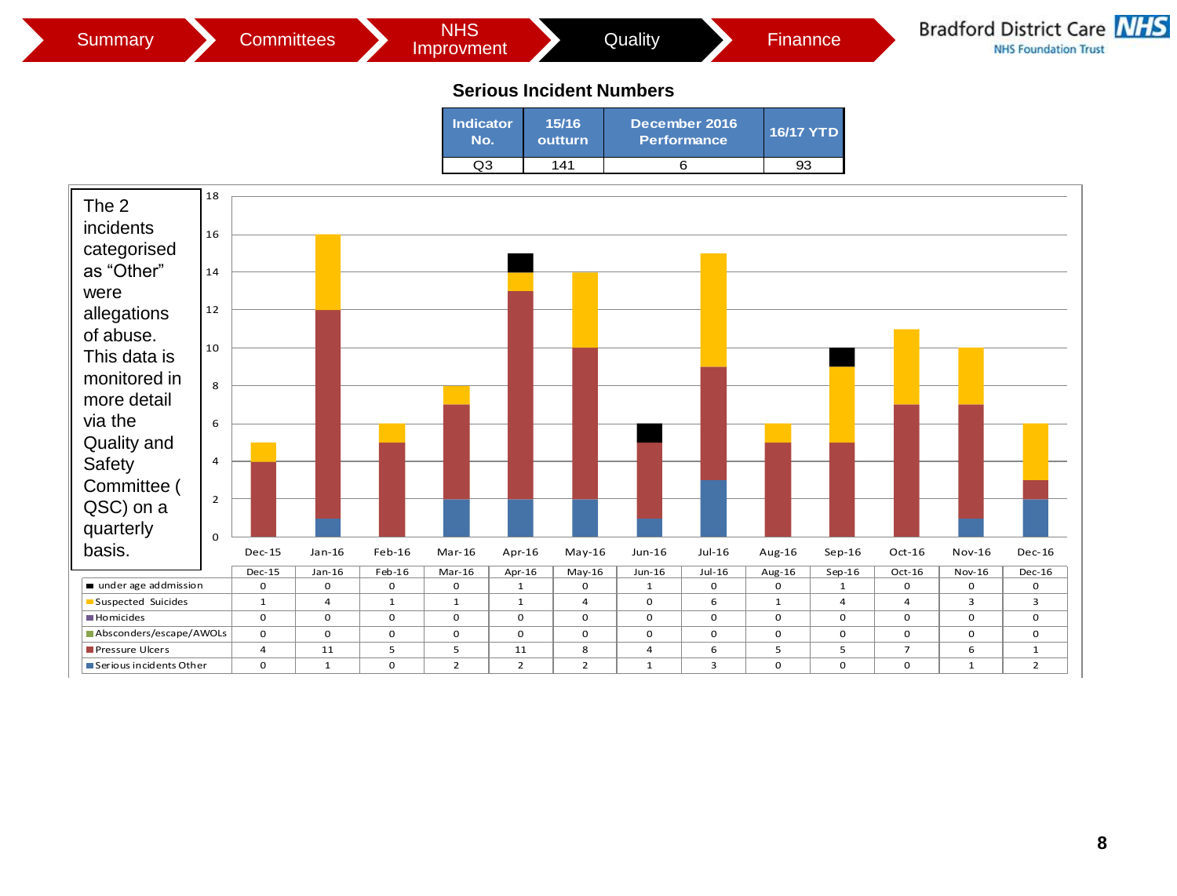Summary | Committees | NHS Improvment | Quality | Finannce

## Serious Incident Numbers

| Indicator No. | 15/16 outturn | December 2016 Performance | 16/17 YTD |
|---|---|---|---|
| Q3 | 141 | 6 | 93 |

The 2 incidents categorised as "Other" were allegations of abuse. This data is monitored in more detail via the Quality and Safety Committee ( QSC) on a quarterly basis.

| | Dec-15 | Jan-16 | Feb-16 | Mar-16 | Apr-16 | May-16 | Jun-16 | Jul-16 | Aug-16 | Sep-16 | Oct-16 | Nov-16 | Dec-16 |
|---|---|---|---|---|---|---|---|---|---|---|---|---|---|
| under age addmission | 0 | 0 | 0 | 0 | 1 | 0 | 1 | 0 | 0 | 1 | 0 | 0 | 0 |
| Suspected Suicides | 1 | 4 | 1 | 1 | 1 | 4 | 0 | 6 | 1 | 4 | 4 | 3 | 3 |
| Homicides | 0 | 0 | 0 | 0 | 0 | 0 | 0 | 0 | 0 | 0 | 0 | 0 | 0 |
| Absconders/escape/AWOLs | 0 | 0 | 0 | 0 | 0 | 0 | 0 | 0 | 0 | 0 | 0 | 0 | 0 |
| Pressure Ulcers | 4 | 11 | 5 | 5 | 11 | 8 | 4 | 6 | 5 | 5 | 7 | 6 | 1 |
| Serious incidents Other | 0 | 1 | 0 | 2 | 2 | 2 | 1 | 3 | 0 | 0 | 0 | 1 | 2 |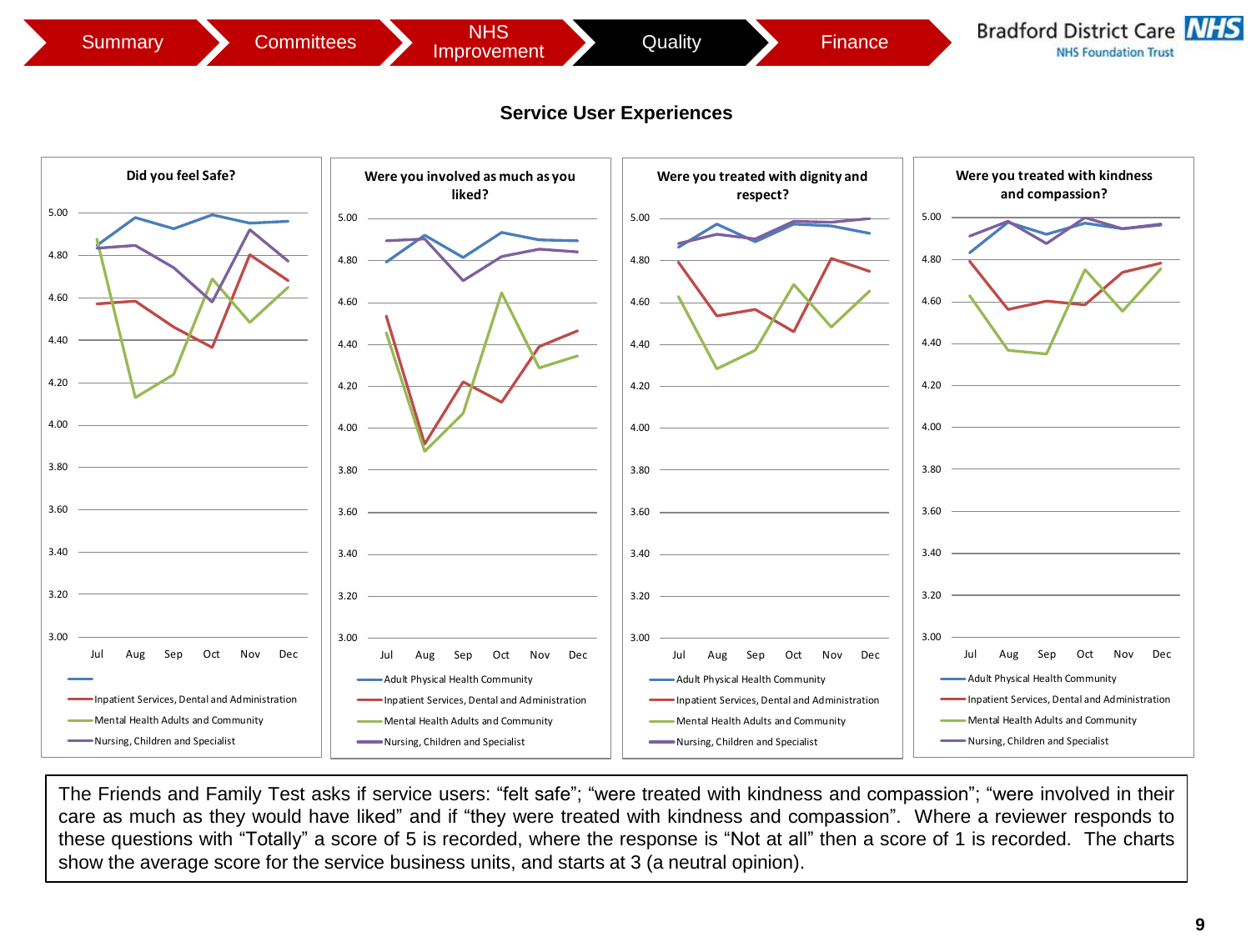Summary | Committees | NHS Improvement | Quality | Finance

## Service User Experiences

**Did you feel Safe?**

**Were you involved as much as you liked?**

**Were you treated with dignity and respect?**

**Were you treated with kindness and compassion?**

Legend: Adult Physical Health Community; Inpatient Services, Dental and Administration; Mental Health Adults and Community; Nursing, Children and Specialist

The Friends and Family Test asks if service users: "felt safe"; "were treated with kindness and compassion"; "were involved in their care as much as they would have liked" and if "they were treated with kindness and compassion". Where a reviewer responds to these questions with "Totally" a score of 5 is recorded, where the response is "Not at all" then a score of 1 is recorded. The charts show the average score for the service business units, and starts at 3 (a neutral opinion).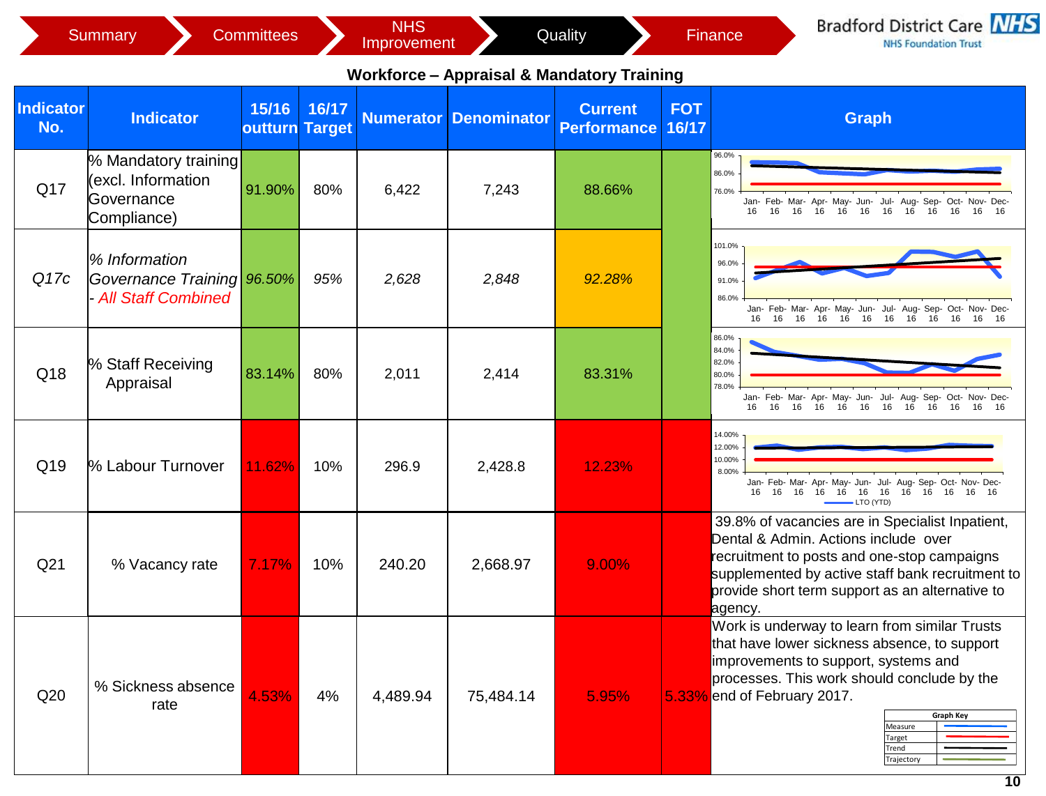Summary | Committees | NHS Improvement | Quality | Finance

Bradford District Care NHS Foundation Trust

## Workforce – Appraisal & Mandatory Training

| Indicator No. | Indicator | 15/16 outturn | 16/17 Target | Numerator | Denominator | Current Performance | FOT 16/17 | Graph |
|---|---|---|---|---|---|---|---|---|
| Q17 | % Mandatory training (excl. Information Governance Compliance) | 91.90% | 80% | 6,422 | 7,243 | 88.66% | | |
| *Q17c* | *% Information Governance Training - All Staff Combined* | *96.50%* | *95%* | *2,628* | *2,848* | *92.28%* | | |
| Q18 | % Staff Receiving Appraisal | 83.14% | 80% | 2,011 | 2,414 | 83.31% | | |
| Q19 | % Labour Turnover | 11.62% | 10% | 296.9 | 2,428.8 | 12.23% | | |
| Q21 | % Vacancy rate | 7.17% | 10% | 240.20 | 2,668.97 | 9.00% | | 39.8% of vacancies are in Specialist Inpatient, Dental & Admin. Actions include over recruitment to posts and one-stop campaigns supplemented by active staff bank recruitment to provide short term support as an alternative to agency. |
| Q20 | % Sickness absence rate | 4.53% | 4% | 4,489.94 | 75,484.14 | 5.95% | 5.33% | Work is underway to learn from similar Trusts that have lower sickness absence, to support improvements to support, systems and processes. This work should conclude by the end of February 2017. |

Graph Key: Measure, Target, Trend, Trajectory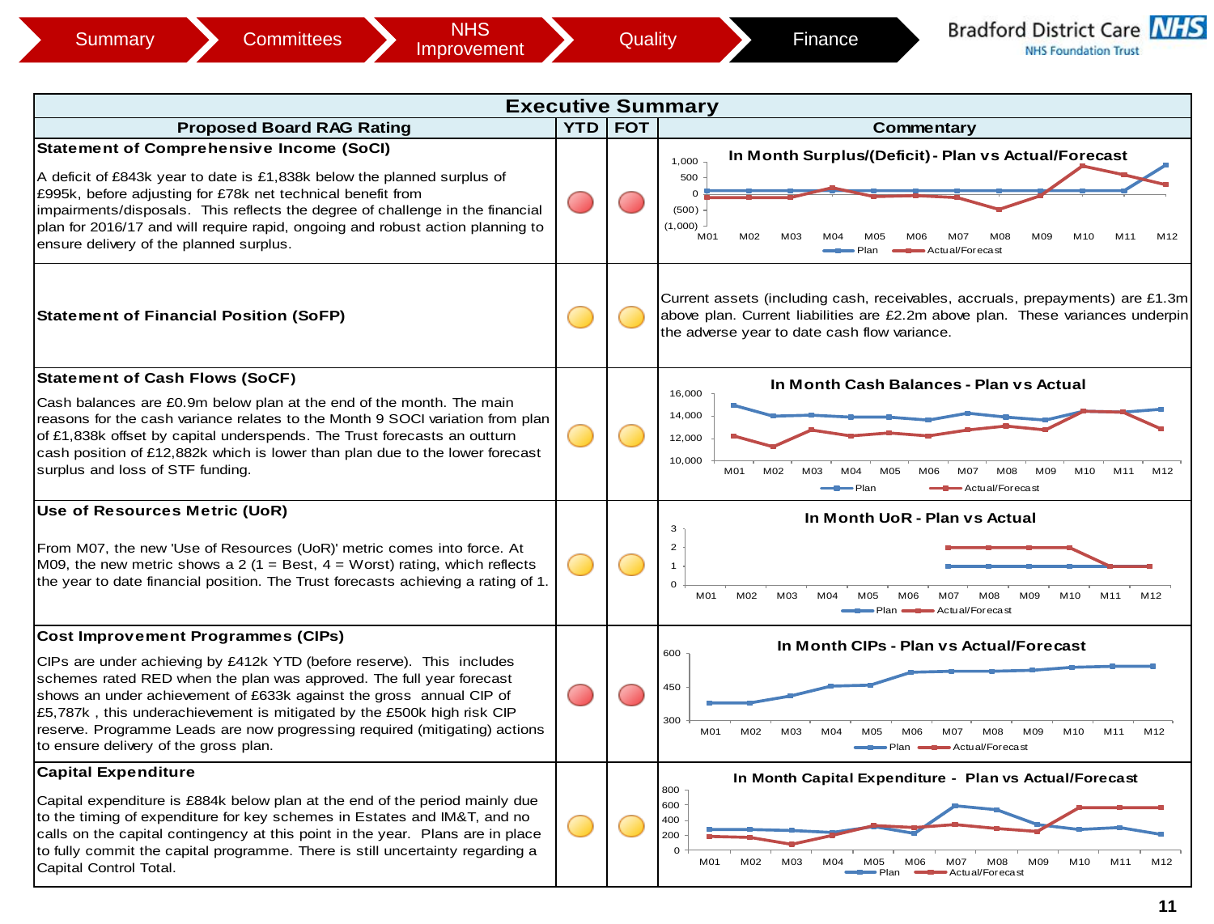Summary | Committees | NHS Improvement | Quality | Finance

Bradford District Care NHS Foundation Trust

## Executive Summary

| Proposed Board RAG Rating | YTD | FOT | Commentary |
|---|---|---|---|
| **Statement of Comprehensive Income (SoCI)**<br><br>A deficit of £843k year to date is £1,838k below the planned surplus of £995k, before adjusting for £78k net technical benefit from impairments/disposals. This reflects the degree of challenge in the financial plan for 2016/17 and will require rapid, ongoing and robust action planning to ensure delivery of the planned surplus. | Red | Red | In Month Surplus/(Deficit) - Plan vs Actual/Forecast<br>1,000<br>500<br>0<br>(500)<br>(1,000)<br>M01 M02 M03 M04 M05 M06 M07 M08 M09 M10 M11 M12<br>Plan<br>Actual/Forecast |
| **Statement of Financial Position (SoFP)** | Amber | Amber | Current assets (including cash, receivables, accruals, prepayments) are £1.3m above plan. Current liabilities are £2.2m above plan. These variances underpin the adverse year to date cash flow variance. |
| **Statement of Cash Flows (SoCF)**<br><br>Cash balances are £0.9m below plan at the end of the month. The main reasons for the cash variance relates to the Month 9 SOCI variation from plan of £1,838k offset by capital underspends. The Trust forecasts an outturn cash position of £12,882k which is lower than plan due to the lower forecast surplus and loss of STF funding. | Amber | Amber | In Month Cash Balances - Plan vs Actual<br>16,000<br>14,000<br>12,000<br>10,000<br>M01 M02 M03 M04 M05 M06 M07 M08 M09 M10 M11 M12<br>Plan<br>Actual/Forecast |
| **Use of Resources Metric (UoR)**<br><br>From M07, the new 'Use of Resources (UoR)' metric comes into force. At M09, the new metric shows a 2 (1 = Best, 4 = Worst) rating, which reflects the year to date financial position. The Trust forecasts achieving a rating of 1. | Amber | Amber | In Month UoR - Plan vs Actual<br>3<br>2<br>1<br>0<br>M01 M02 M03 M04 M05 M06 M07 M08 M09 M10 M11 M12<br>Plan<br>Actual/Forecast |
| **Cost Improvement Programmes (CIPs)**<br><br>CIPs are under achieving by £412k YTD (before reserve). This includes schemes rated RED when the plan was approved. The full year forecast shows an under achievement of £633k against the gross annual CIP of £5,787k , this underachievement is mitigated by the £500k high risk CIP reserve. Programme Leads are now progressing required (mitigating) actions to ensure delivery of the gross plan. | Red | Red | In Month CIPs - Plan vs Actual/Forecast<br>600<br>450<br>300<br>M01 M02 M03 M04 M05 M06 M07 M08 M09 M10 M11 M12<br>Plan<br>Actual/Forecast |
| **Capital Expenditure**<br><br>Capital expenditure is £884k below plan at the end of the period mainly due to the timing of expenditure for key schemes in Estates and IM&T, and no calls on the capital contingency at this point in the year. Plans are in place to fully commit the capital programme. There is still uncertainty regarding a Capital Control Total. | Amber | Amber | In Month Capital Expenditure - Plan vs Actual/Forecast<br>800<br>600<br>400<br>200<br>0<br>M01 M02 M03 M04 M05 M06 M07 M08 M09 M10 M11 M12<br>Plan<br>Actual/Forecast |